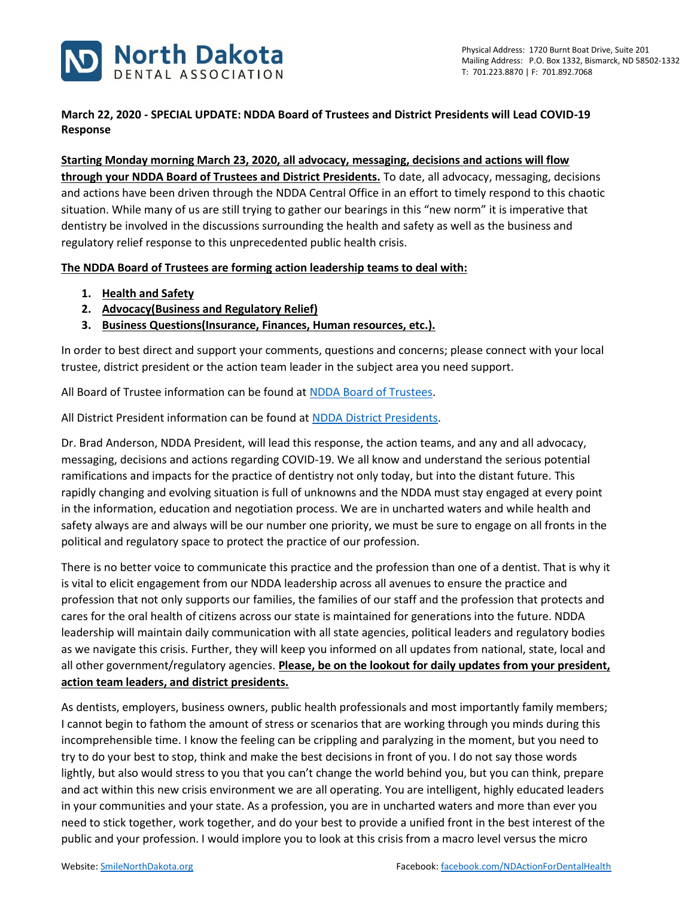**North Dakota DENTAL ASSOCIATION**

Physical Address: 1720 Burnt Boat Drive, Suite 201
Mailing Address: P.O. Box 1332, Bismarck, ND 58502-1332
T: 701.223.8870 | F: 701.892.7068

**March 22, 2020 - SPECIAL UPDATE: NDDA Board of Trustees and District Presidents will Lead COVID-19 Response**

**Starting Monday morning March 23, 2020, all advocacy, messaging, decisions and actions will flow through your NDDA Board of Trustees and District Presidents.** To date, all advocacy, messaging, decisions and actions have been driven through the NDDA Central Office in an effort to timely respond to this chaotic situation. While many of us are still trying to gather our bearings in this "new norm" it is imperative that dentistry be involved in the discussions surrounding the health and safety as well as the business and regulatory relief response to this unprecedented public health crisis.

**The NDDA Board of Trustees are forming action leadership teams to deal with:**

1. **Health and Safety**
2. **Advocacy(Business and Regulatory Relief)**
3. **Business Questions(Insurance, Finances, Human resources, etc.).**

In order to best direct and support your comments, questions and concerns; please connect with your local trustee, district president or the action team leader in the subject area you need support.

All Board of Trustee information can be found at NDDA Board of Trustees.

All District President information can be found at NDDA District Presidents.

Dr. Brad Anderson, NDDA President, will lead this response, the action teams, and any and all advocacy, messaging, decisions and actions regarding COVID-19. We all know and understand the serious potential ramifications and impacts for the practice of dentistry not only today, but into the distant future. This rapidly changing and evolving situation is full of unknowns and the NDDA must stay engaged at every point in the information, education and negotiation process. We are in uncharted waters and while health and safety always are and always will be our number one priority, we must be sure to engage on all fronts in the political and regulatory space to protect the practice of our profession.

There is no better voice to communicate this practice and the profession than one of a dentist. That is why it is vital to elicit engagement from our NDDA leadership across all avenues to ensure the practice and profession that not only supports our families, the families of our staff and the profession that protects and cares for the oral health of citizens across our state is maintained for generations into the future. NDDA leadership will maintain daily communication with all state agencies, political leaders and regulatory bodies as we navigate this crisis. Further, they will keep you informed on all updates from national, state, local and all other government/regulatory agencies. **Please, be on the lookout for daily updates from your president, action team leaders, and district presidents.**

As dentists, employers, business owners, public health professionals and most importantly family members; I cannot begin to fathom the amount of stress or scenarios that are working through you minds during this incomprehensible time. I know the feeling can be crippling and paralyzing in the moment, but you need to try to do your best to stop, think and make the best decisions in front of you. I do not say those words lightly, but also would stress to you that you can't change the world behind you, but you can think, prepare and act within this new crisis environment we are all operating. You are intelligent, highly educated leaders in your communities and your state. As a profession, you are in uncharted waters and more than ever you need to stick together, work together, and do your best to provide a unified front in the best interest of the public and your profession. I would implore you to look at this crisis from a macro level versus the micro

Website: SmileNorthDakota.org Facebook: facebook.com/NDActionForDentalHealth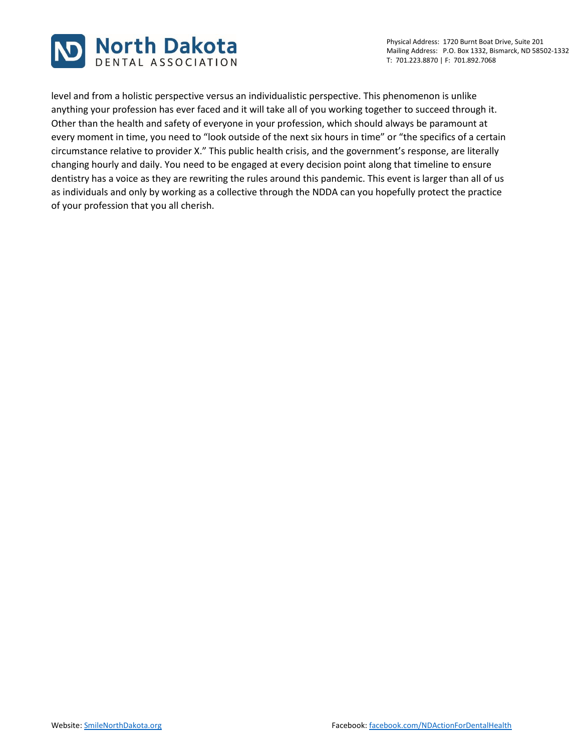level and from a holistic perspective versus an individualistic perspective. This phenomenon is unlike anything your profession has ever faced and it will take all of you working together to succeed through it. Other than the health and safety of everyone in your profession, which should always be paramount at every moment in time, you need to "look outside of the next six hours in time" or "the specifics of a certain circumstance relative to provider X." This public health crisis, and the government's response, are literally changing hourly and daily. You need to be engaged at every decision point along that timeline to ensure dentistry has a voice as they are rewriting the rules around this pandemic. This event is larger than all of us as individuals and only by working as a collective through the NDDA can you hopefully protect the practice of your profession that you all cherish.